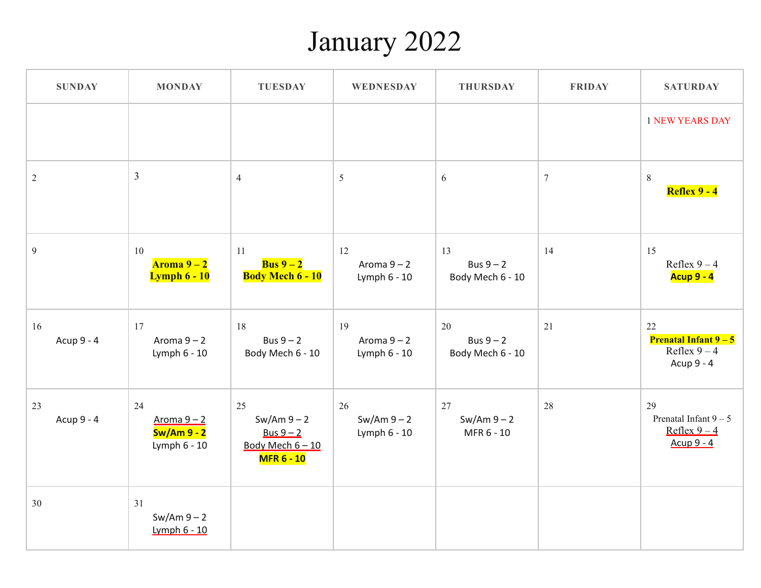# January 2022

| SUNDAY | MONDAY | TUESDAY | WEDNESDAY | THURSDAY | FRIDAY | SATURDAY |
|---|---|---|---|---|---|---|
| | | | | | | 1 NEW YEARS DAY |
| 2 | 3 | 4 | 5 | 6 | 7 | 8 **Reflex 9 - 4** |
| 9 | 10 **Aroma 9 – 2** **Lymph 6 - 10** | 11 **Bus 9 – 2** **Body Mech 6 - 10** | 12 Aroma 9 – 2 Lymph 6 - 10 | 13 Bus 9 – 2 Body Mech 6 - 10 | 14 | 15 Reflex 9 – 4 **Acup 9 - 4** |
| 16 Acup 9 - 4 | 17 Aroma 9 – 2 Lymph 6 - 10 | 18 Bus 9 – 2 Body Mech 6 - 10 | 19 Aroma 9 – 2 Lymph 6 - 10 | 20 Bus 9 – 2 Body Mech 6 - 10 | 21 | 22 **Prenatal Infant 9 – 5** Reflex 9 – 4 Acup 9 - 4 |
| 23 Acup 9 - 4 | 24 Aroma 9 – 2 **Sw/Am 9 - 2** Lymph 6 - 10 | 25 Sw/Am 9 – 2 Bus 9 – 2 Body Mech 6 – 10 **MFR 6 - 10** | 26 Sw/Am 9 – 2 Lymph 6 - 10 | 27 Sw/Am 9 – 2 MFR 6 - 10 | 28 | 29 Prenatal Infant 9 – 5 Reflex 9 – 4 Acup 9 - 4 |
| 30 | 31 Sw/Am 9 – 2 Lymph 6 - 10 | | | | | |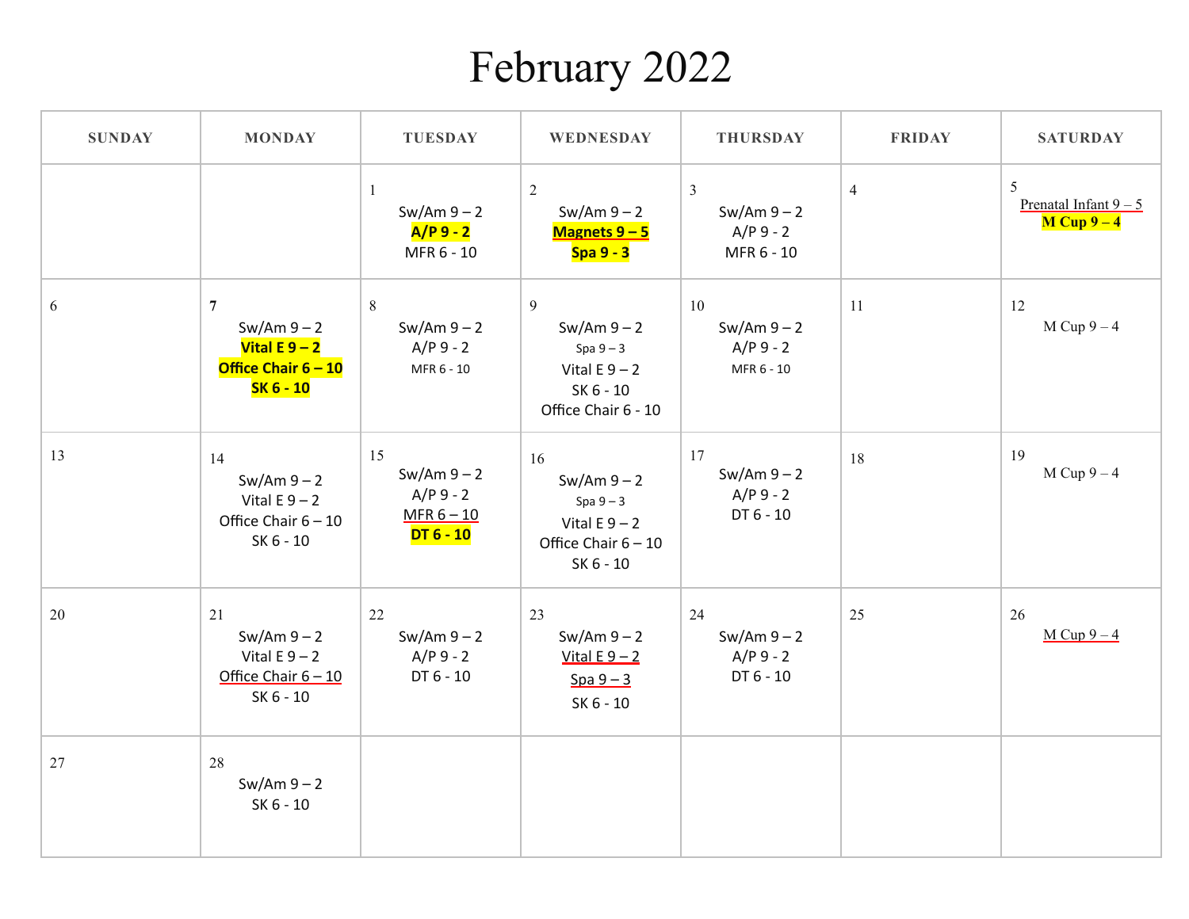# February 2022

| SUNDAY | MONDAY | TUESDAY | WEDNESDAY | THURSDAY | FRIDAY | SATURDAY |
|---|---|---|---|---|---|---|
| | | 1<br>Sw/Am 9 – 2<br>**A/P 9 - 2**<br>MFR 6 - 10 | 2<br>Sw/Am 9 – 2<br>**Magnets 9 – 5**<br>**Spa 9 - 3** | 3<br>Sw/Am 9 – 2<br>A/P 9 - 2<br>MFR 6 - 10 | 4 | 5<br>Prenatal Infant 9 – 5<br>**M Cup 9 – 4** |
| 6 | **7**<br>Sw/Am 9 – 2<br>**Vital E 9 – 2**<br>**Office Chair 6 – 10**<br>**SK 6 - 10** | 8<br>Sw/Am 9 – 2<br>A/P 9 - 2<br>MFR 6 - 10 | 9<br>Sw/Am 9 – 2<br>Spa 9 – 3<br>Vital E 9 – 2<br>SK 6 - 10<br>Office Chair 6 - 10 | 10<br>Sw/Am 9 – 2<br>A/P 9 - 2<br>MFR 6 - 10 | 11 | 12<br>M Cup 9 – 4 |
| 13 | 14<br>Sw/Am 9 – 2<br>Vital E 9 – 2<br>Office Chair 6 – 10<br>SK 6 - 10 | 15<br>Sw/Am 9 – 2<br>A/P 9 - 2<br>MFR 6 – 10<br>**DT 6 - 10** | 16<br>Sw/Am 9 – 2<br>Spa 9 – 3<br>Vital E 9 – 2<br>Office Chair 6 – 10<br>SK 6 - 10 | 17<br>Sw/Am 9 – 2<br>A/P 9 - 2<br>DT 6 - 10 | 18 | 19<br>M Cup 9 – 4 |
| 20 | 21<br>Sw/Am 9 – 2<br>Vital E 9 – 2<br>Office Chair 6 – 10<br>SK 6 - 10 | 22<br>Sw/Am 9 – 2<br>A/P 9 - 2<br>DT 6 - 10 | 23<br>Sw/Am 9 – 2<br>Vital E 9 – 2<br>Spa 9 – 3<br>SK 6 - 10 | 24<br>Sw/Am 9 – 2<br>A/P 9 - 2<br>DT 6 - 10 | 25 | 26<br>M Cup 9 – 4 |
| 27 | 28<br>Sw/Am 9 – 2<br>SK 6 - 10 | | | | | |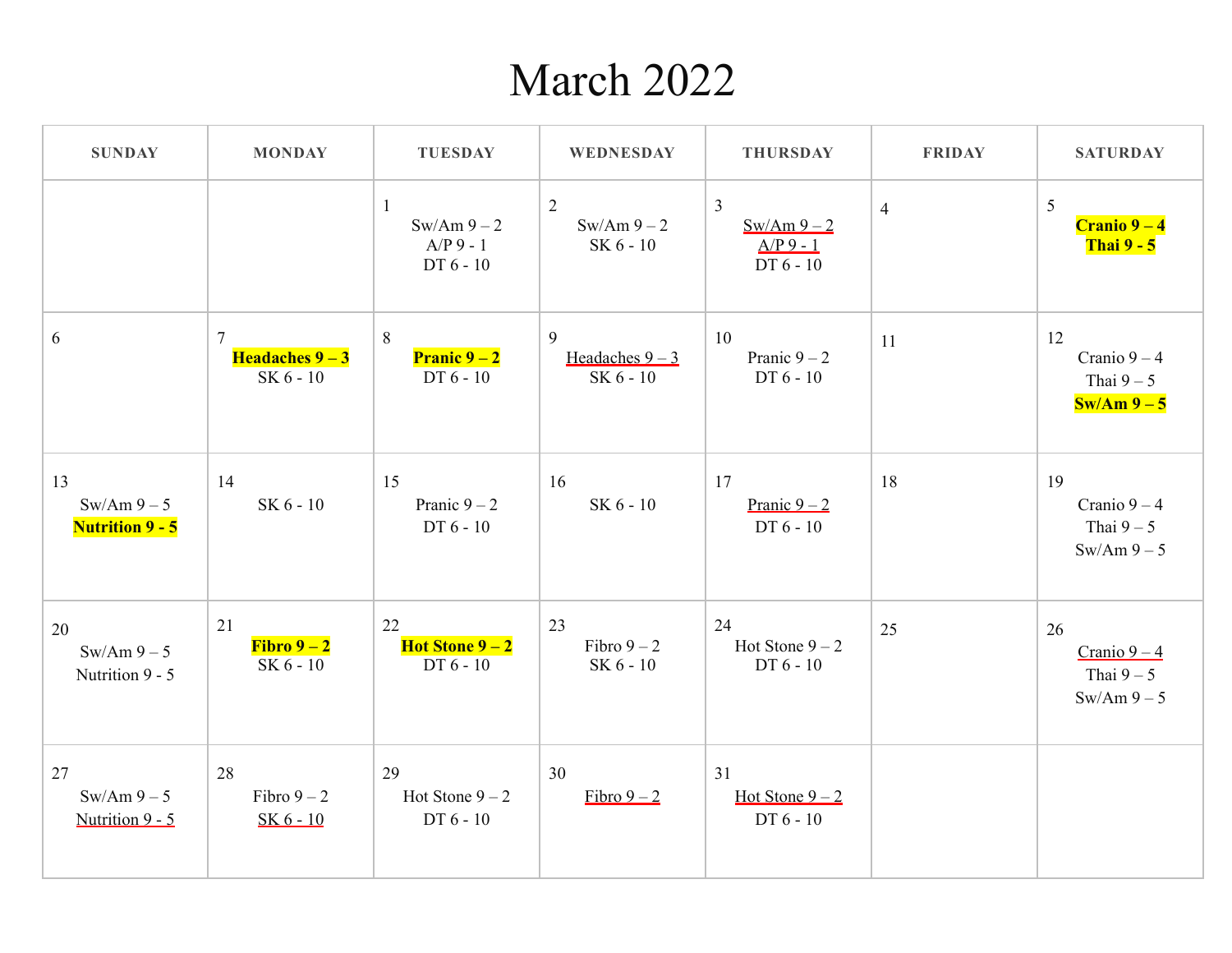# March 2022

| SUNDAY | MONDAY | TUESDAY | WEDNESDAY | THURSDAY | FRIDAY | SATURDAY |
|---|---|---|---|---|---|---|
| | | 1<br>Sw/Am 9 – 2<br>A/P 9 - 1<br>DT 6 - 10 | 2<br>Sw/Am 9 – 2<br>SK 6 - 10 | 3<br>Sw/Am 9 – 2<br>A/P 9 - 1<br>DT 6 - 10 | 4 | 5<br>**Cranio 9 – 4**<br>**Thai 9 - 5** |
| 6 | 7<br>**Headaches 9 – 3**<br>SK 6 - 10 | 8<br>**Pranic 9 – 2**<br>DT 6 - 10 | 9<br>Headaches 9 – 3<br>SK 6 - 10 | 10<br>Pranic 9 – 2<br>DT 6 - 10 | 11 | 12<br>Cranio 9 – 4<br>Thai 9 – 5<br>**Sw/Am 9 – 5** |
| 13<br>Sw/Am 9 – 5<br>**Nutrition 9 - 5** | 14<br>SK 6 - 10 | 15<br>Pranic 9 – 2<br>DT 6 - 10 | 16<br>SK 6 - 10 | 17<br>Pranic 9 – 2<br>DT 6 - 10 | 18 | 19<br>Cranio 9 – 4<br>Thai 9 – 5<br>Sw/Am 9 – 5 |
| 20<br>Sw/Am 9 – 5<br>Nutrition 9 - 5 | 21<br>**Fibro 9 – 2**<br>SK 6 - 10 | 22<br>**Hot Stone 9 – 2**<br>DT 6 - 10 | 23<br>Fibro 9 – 2<br>SK 6 - 10 | 24<br>Hot Stone 9 – 2<br>DT 6 - 10 | 25 | 26<br>Cranio 9 – 4<br>Thai 9 – 5<br>Sw/Am 9 – 5 |
| 27<br>Sw/Am 9 – 5<br>Nutrition 9 - 5 | 28<br>Fibro 9 – 2<br>SK 6 - 10 | 29<br>Hot Stone 9 – 2<br>DT 6 - 10 | 30<br>Fibro 9 – 2 | 31<br>Hot Stone 9 – 2<br>DT 6 - 10 | | |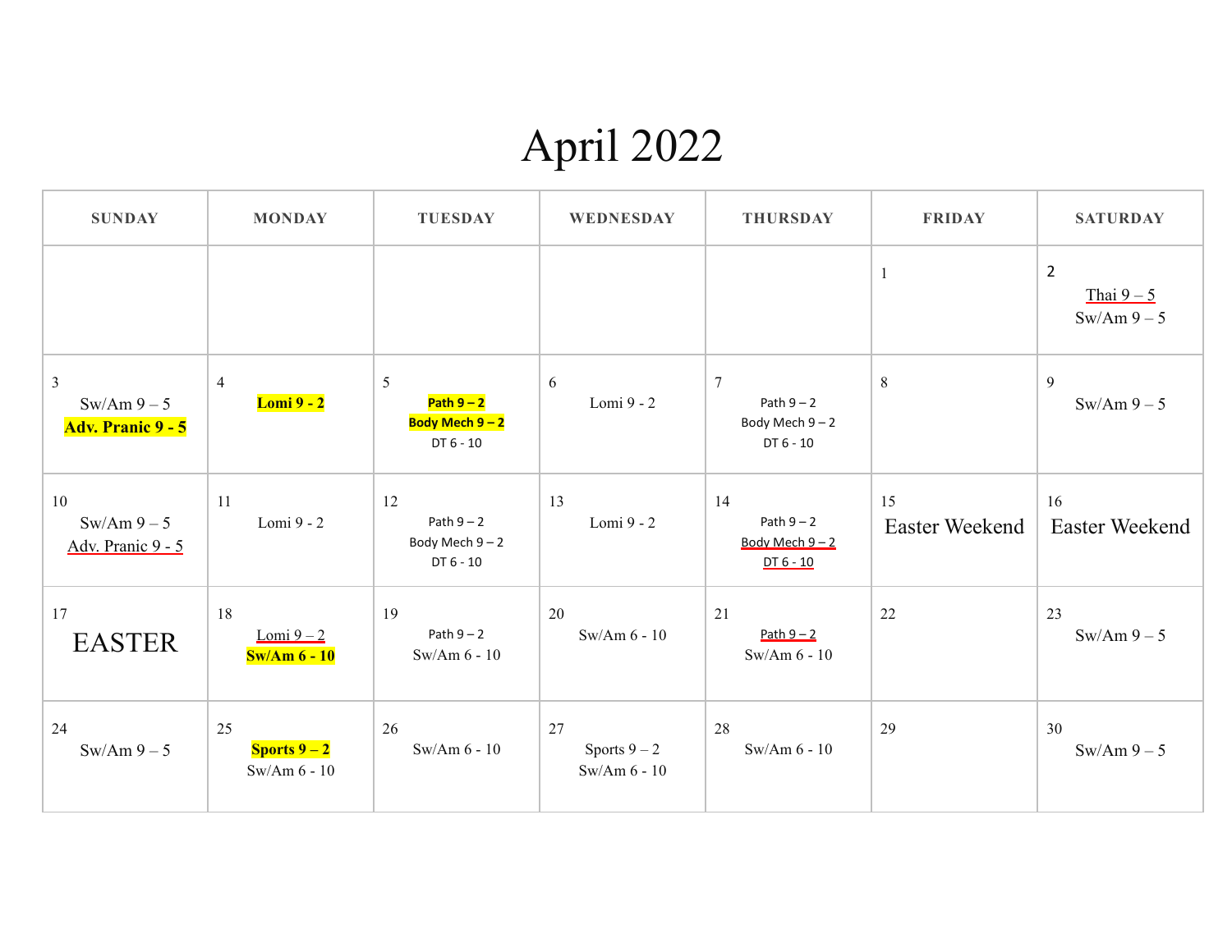# April 2022

| SUNDAY | MONDAY | TUESDAY | WEDNESDAY | THURSDAY | FRIDAY | SATURDAY |
|---|---|---|---|---|---|---|
| | | | | | 1 | 2<br>Thai 9 – 5<br>Sw/Am 9 – 5 |
| 3<br>Sw/Am 9 – 5<br>**Adv. Pranic 9 - 5** | 4<br>**Lomi 9 - 2** | 5<br>**Path 9 – 2**<br>**Body Mech 9 – 2**<br>DT 6 - 10 | 6<br>Lomi 9 - 2 | 7<br>Path 9 – 2<br>Body Mech 9 – 2<br>DT 6 - 10 | 8 | 9<br>Sw/Am 9 – 5 |
| 10<br>Sw/Am 9 – 5<br>Adv. Pranic 9 - 5 | 11<br>Lomi 9 - 2 | 12<br>Path 9 – 2<br>Body Mech 9 – 2<br>DT 6 - 10 | 13<br>Lomi 9 - 2 | 14<br>Path 9 – 2<br>Body Mech 9 – 2<br>DT 6 - 10 | 15<br>Easter Weekend | 16<br>Easter Weekend |
| 17<br>EASTER | 18<br>Lomi 9 – 2<br>**Sw/Am 6 - 10** | 19<br>Path 9 – 2<br>Sw/Am 6 - 10 | 20<br>Sw/Am 6 - 10 | 21<br>Path 9 – 2<br>Sw/Am 6 - 10 | 22 | 23<br>Sw/Am 9 – 5 |
| 24<br>Sw/Am 9 – 5 | 25<br>**Sports 9 – 2**<br>Sw/Am 6 - 10 | 26<br>Sw/Am 6 - 10 | 27<br>Sports 9 – 2<br>Sw/Am 6 - 10 | 28<br>Sw/Am 6 - 10 | 29 | 30<br>Sw/Am 9 – 5 |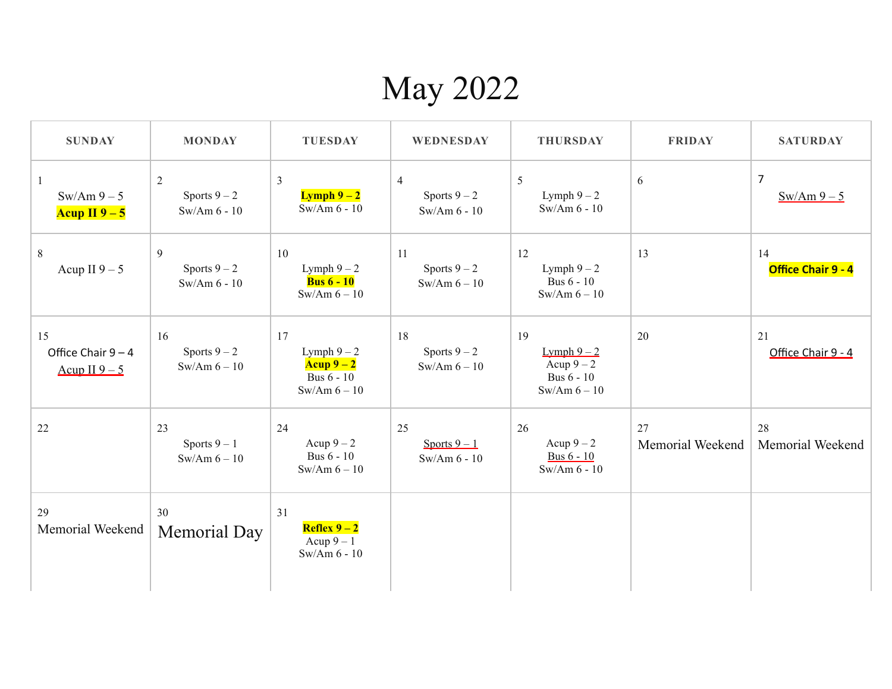# May 2022

| SUNDAY | MONDAY | TUESDAY | WEDNESDAY | THURSDAY | FRIDAY | SATURDAY |
|---|---|---|---|---|---|---|
| 1<br>Sw/Am 9 – 5<br>**Acup II 9 – 5** | 2<br>Sports 9 – 2<br>Sw/Am 6 - 10 | 3<br>**Lymph 9 – 2**<br>Sw/Am 6 - 10 | 4<br>Sports 9 – 2<br>Sw/Am 6 - 10 | 5<br>Lymph 9 – 2<br>Sw/Am 6 - 10 | 6 | 7<br>Sw/Am 9 – 5 |
| 8<br>Acup II 9 – 5 | 9<br>Sports 9 – 2<br>Sw/Am 6 - 10 | 10<br>Lymph 9 – 2<br>**Bus 6 - 10**<br>Sw/Am 6 – 10 | 11<br>Sports 9 – 2<br>Sw/Am 6 – 10 | 12<br>Lymph 9 – 2<br>Bus 6 - 10<br>Sw/Am 6 – 10 | 13 | 14<br>**Office Chair 9 - 4** |
| 15<br>Office Chair 9 – 4<br>Acup II 9 – 5 | 16<br>Sports 9 – 2<br>Sw/Am 6 – 10 | 17<br>Lymph 9 – 2<br>**Acup 9 – 2**<br>Bus 6 - 10<br>Sw/Am 6 – 10 | 18<br>Sports 9 – 2<br>Sw/Am 6 – 10 | 19<br>Lymph 9 – 2<br>Acup 9 – 2<br>Bus 6 - 10<br>Sw/Am 6 – 10 | 20 | 21<br>Office Chair 9 - 4 |
| 22 | 23<br>Sports 9 – 1<br>Sw/Am 6 – 10 | 24<br>Acup 9 – 2<br>Bus 6 - 10<br>Sw/Am 6 – 10 | 25<br>Sports 9 – 1<br>Sw/Am 6 - 10 | 26<br>Acup 9 – 2<br>Bus 6 - 10<br>Sw/Am 6 - 10 | 27<br>Memorial Weekend | 28<br>Memorial Weekend |
| 29<br>Memorial Weekend | 30<br>Memorial Day | 31<br>**Reflex 9 – 2**<br>Acup 9 – 1<br>Sw/Am 6 - 10 | | | | |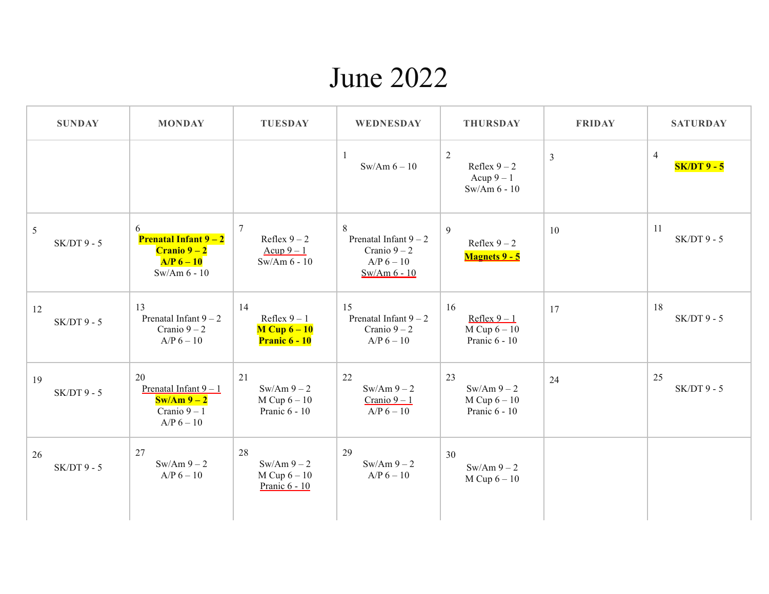# June 2022

| SUNDAY | MONDAY | TUESDAY | WEDNESDAY | THURSDAY | FRIDAY | SATURDAY |
|---|---|---|---|---|---|---|
| | | | 1<br>Sw/Am 6 – 10 | 2<br>Reflex 9 – 2<br>Acup 9 – 1<br>Sw/Am 6 - 10 | 3 | 4<br>**SK/DT 9 - 5** |
| 5<br>SK/DT 9 - 5 | 6<br>**Prenatal Infant 9 – 2**<br>**Cranio 9 – 2**<br>**A/P 6 – 10**<br>Sw/Am 6 - 10 | 7<br>Reflex 9 – 2<br>Acup 9 – 1<br>Sw/Am 6 - 10 | 8<br>Prenatal Infant 9 – 2<br>Cranio 9 – 2<br>A/P 6 – 10<br>Sw/Am 6 - 10 | 9<br>Reflex 9 – 2<br>**Magnets 9 - 5** | 10 | 11<br>SK/DT 9 - 5 |
| 12<br>SK/DT 9 - 5 | 13<br>Prenatal Infant 9 – 2<br>Cranio 9 – 2<br>A/P 6 – 10 | 14<br>Reflex 9 – 1<br>**M Cup 6 – 10**<br>**Pranic 6 - 10** | 15<br>Prenatal Infant 9 – 2<br>Cranio 9 – 2<br>A/P 6 – 10 | 16<br>Reflex 9 – 1<br>M Cup 6 – 10<br>Pranic 6 - 10 | 17 | 18<br>SK/DT 9 - 5 |
| 19<br>SK/DT 9 - 5 | 20<br>Prenatal Infant 9 – 1<br>**Sw/Am 9 – 2**<br>Cranio 9 – 1<br>A/P 6 – 10 | 21<br>Sw/Am 9 – 2<br>M Cup 6 – 10<br>Pranic 6 - 10 | 22<br>Sw/Am 9 – 2<br>Cranio 9 – 1<br>A/P 6 – 10 | 23<br>Sw/Am 9 – 2<br>M Cup 6 – 10<br>Pranic 6 - 10 | 24 | 25<br>SK/DT 9 - 5 |
| 26<br>SK/DT 9 - 5 | 27<br>Sw/Am 9 – 2<br>A/P 6 – 10 | 28<br>Sw/Am 9 – 2<br>M Cup 6 – 10<br>Pranic 6 - 10 | 29<br>Sw/Am 9 – 2<br>A/P 6 – 10 | 30<br>Sw/Am 9 – 2<br>M Cup 6 – 10 | | |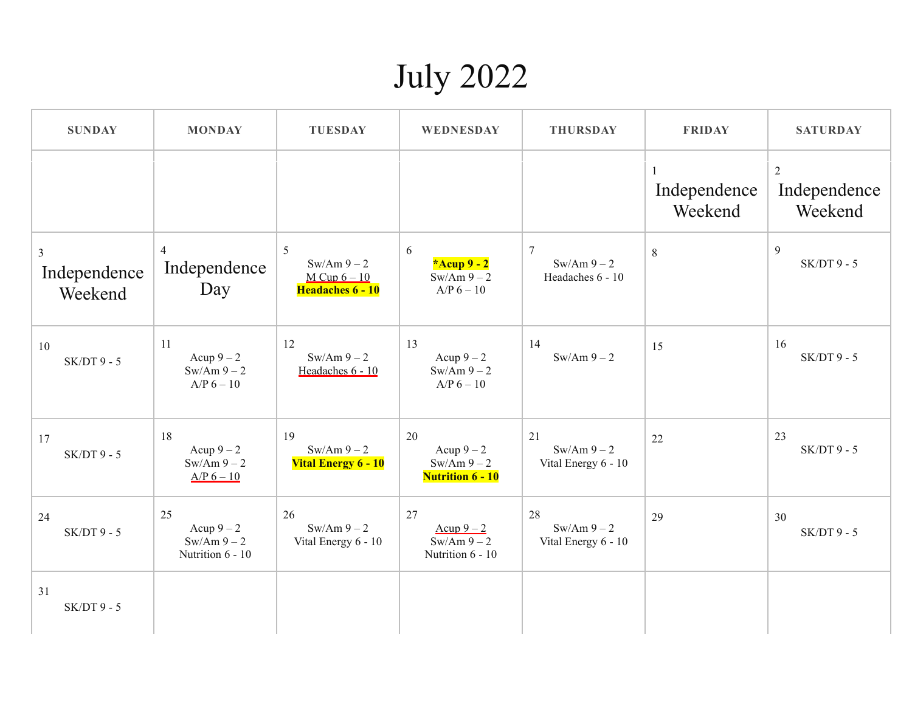# July 2022

| SUNDAY | MONDAY | TUESDAY | WEDNESDAY | THURSDAY | FRIDAY | SATURDAY |
|---|---|---|---|---|---|---|
| | | | | | 1 Independence Weekend | 2 Independence Weekend |
| 3 Independence Weekend | 4 Independence Day | 5 Sw/Am 9 – 2<br>M Cup 6 – 10<br>**Headaches 6 - 10** | 6 ***Acup 9 - 2**<br>Sw/Am 9 – 2<br>A/P 6 – 10 | 7 Sw/Am 9 – 2<br>Headaches 6 - 10 | 8 | 9 SK/DT 9 - 5 |
| 10 SK/DT 9 - 5 | 11 Acup 9 – 2<br>Sw/Am 9 – 2<br>A/P 6 – 10 | 12 Sw/Am 9 – 2<br>Headaches 6 - 10 | 13 Acup 9 – 2<br>Sw/Am 9 – 2<br>A/P 6 – 10 | 14 Sw/Am 9 – 2 | 15 | 16 SK/DT 9 - 5 |
| 17 SK/DT 9 - 5 | 18 Acup 9 – 2<br>Sw/Am 9 – 2<br>A/P 6 – 10 | 19 Sw/Am 9 – 2<br>**Vital Energy 6 - 10** | 20 Acup 9 – 2<br>Sw/Am 9 – 2<br>**Nutrition 6 - 10** | 21 Sw/Am 9 – 2<br>Vital Energy 6 - 10 | 22 | 23 SK/DT 9 - 5 |
| 24 SK/DT 9 - 5 | 25 Acup 9 – 2<br>Sw/Am 9 – 2<br>Nutrition 6 - 10 | 26 Sw/Am 9 – 2<br>Vital Energy 6 - 10 | 27 Acup 9 – 2<br>Sw/Am 9 – 2<br>Nutrition 6 - 10 | 28 Sw/Am 9 – 2<br>Vital Energy 6 - 10 | 29 | 30 SK/DT 9 - 5 |
| 31 SK/DT 9 - 5 | | | | | | |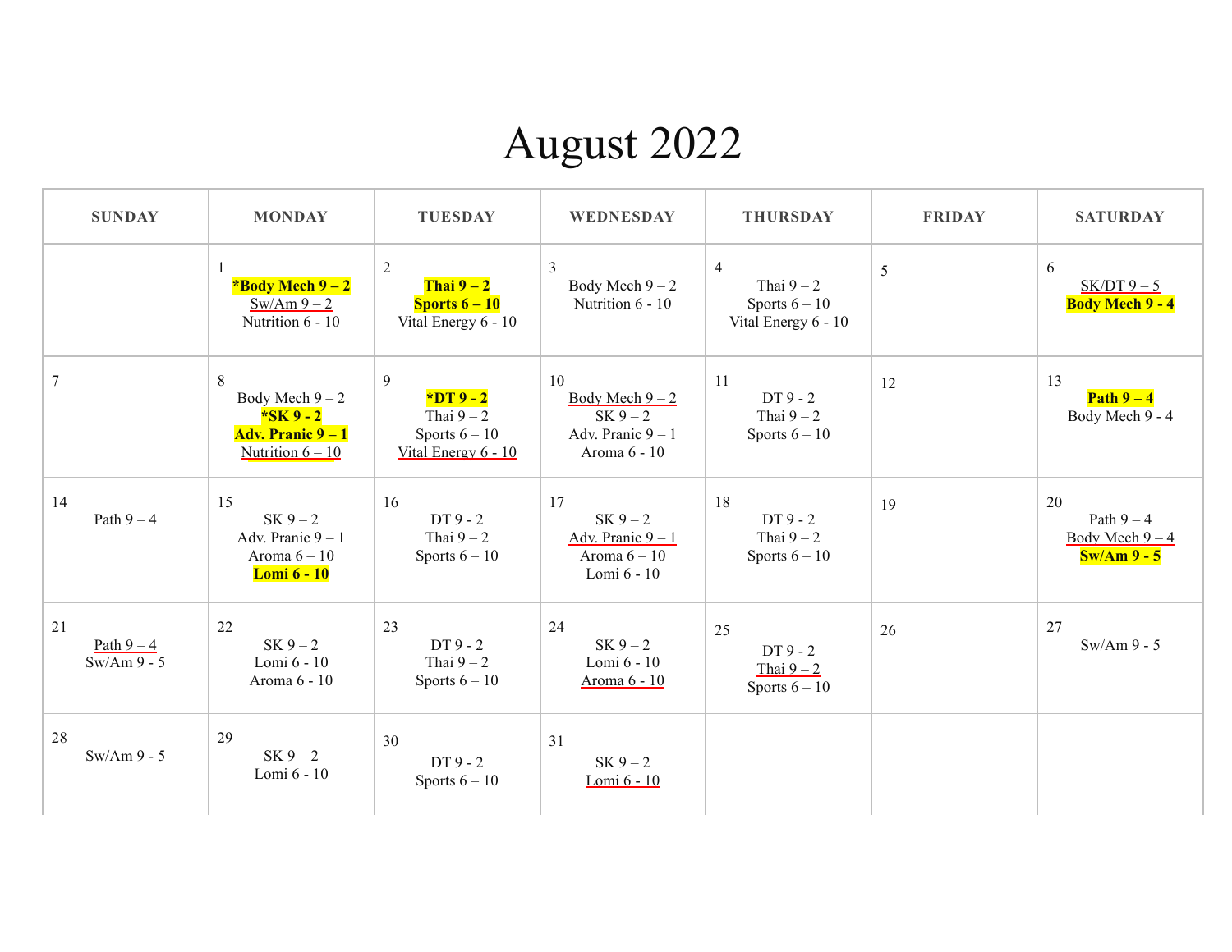# August 2022

| SUNDAY | MONDAY | TUESDAY | WEDNESDAY | THURSDAY | FRIDAY | SATURDAY |
|---|---|---|---|---|---|---|
| | 1<br>**\*Body Mech 9 – 2**<br>Sw/Am 9 – 2<br>Nutrition 6 - 10 | 2<br>**Thai 9 – 2**<br>**Sports 6 – 10**<br>Vital Energy 6 - 10 | 3<br>Body Mech 9 – 2<br>Nutrition 6 - 10 | 4<br>Thai 9 – 2<br>Sports 6 – 10<br>Vital Energy 6 - 10 | 5 | 6<br>SK/DT 9 – 5<br>**Body Mech 9 - 4** |
| 7 | 8<br>Body Mech 9 – 2<br>**\*SK 9 - 2**<br>**Adv. Pranic 9 – 1**<br>Nutrition 6 – 10 | 9<br>**\*DT 9 - 2**<br>Thai 9 – 2<br>Sports 6 – 10<br>Vital Energy 6 - 10 | 10<br>Body Mech 9 – 2<br>SK 9 – 2<br>Adv. Pranic 9 – 1<br>Aroma 6 - 10 | 11<br>DT 9 - 2<br>Thai 9 – 2<br>Sports 6 – 10 | 12 | 13<br>**Path 9 – 4**<br>Body Mech 9 - 4 |
| 14<br>Path 9 – 4 | 15<br>SK 9 – 2<br>Adv. Pranic 9 – 1<br>Aroma 6 – 10<br>**Lomi 6 - 10** | 16<br>DT 9 - 2<br>Thai 9 – 2<br>Sports 6 – 10 | 17<br>SK 9 – 2<br>Adv. Pranic 9 – 1<br>Aroma 6 – 10<br>Lomi 6 - 10 | 18<br>DT 9 - 2<br>Thai 9 – 2<br>Sports 6 – 10 | 19 | 20<br>Path 9 – 4<br>Body Mech 9 – 4<br>**Sw/Am 9 - 5** |
| 21<br>Path 9 – 4<br>Sw/Am 9 - 5 | 22<br>SK 9 – 2<br>Lomi 6 - 10<br>Aroma 6 - 10 | 23<br>DT 9 - 2<br>Thai 9 – 2<br>Sports 6 – 10 | 24<br>SK 9 – 2<br>Lomi 6 - 10<br>Aroma 6 - 10 | 25<br>DT 9 - 2<br>Thai 9 – 2<br>Sports 6 – 10 | 26 | 27<br>Sw/Am 9 - 5 |
| 28<br>Sw/Am 9 - 5 | 29<br>SK 9 – 2<br>Lomi 6 - 10 | 30<br>DT 9 - 2<br>Sports 6 – 10 | 31<br>SK 9 – 2<br>Lomi 6 - 10 | | | |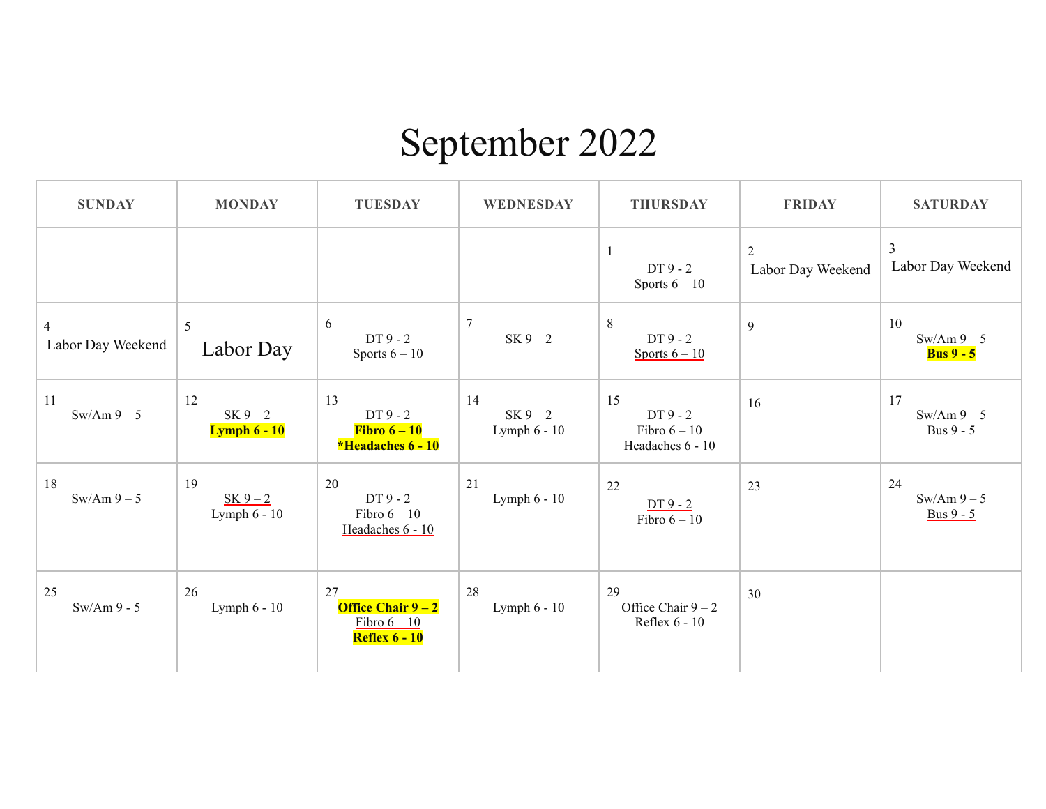# September 2022

| SUNDAY | MONDAY | TUESDAY | WEDNESDAY | THURSDAY | FRIDAY | SATURDAY |
|---|---|---|---|---|---|---|
| | | | | 1<br>DT 9 - 2<br>Sports 6 – 10 | 2<br>Labor Day Weekend | 3<br>Labor Day Weekend |
| 4<br>Labor Day Weekend | 5<br>Labor Day | 6<br>DT 9 - 2<br>Sports 6 – 10 | 7<br>SK 9 – 2 | 8<br>DT 9 - 2<br>Sports 6 – 10 | 9 | 10<br>Sw/Am 9 – 5<br>**Bus 9 - 5** |
| 11<br>Sw/Am 9 – 5 | 12<br>SK 9 – 2<br>**Lymph 6 - 10** | 13<br>DT 9 - 2<br>**Fibro 6 – 10**<br>***Headaches 6 - 10** | 14<br>SK 9 – 2<br>Lymph 6 - 10 | 15<br>DT 9 - 2<br>Fibro 6 – 10<br>Headaches 6 - 10 | 16 | 17<br>Sw/Am 9 – 5<br>Bus 9 - 5 |
| 18<br>Sw/Am 9 – 5 | 19<br>SK 9 – 2<br>Lymph 6 - 10 | 20<br>DT 9 - 2<br>Fibro 6 – 10<br>Headaches 6 - 10 | 21<br>Lymph 6 - 10 | 22<br>DT 9 - 2<br>Fibro 6 – 10 | 23 | 24<br>Sw/Am 9 – 5<br>Bus 9 - 5 |
| 25<br>Sw/Am 9 - 5 | 26<br>Lymph 6 - 10 | 27<br>**Office Chair 9 – 2**<br>Fibro 6 – 10<br>**Reflex 6 - 10** | 28<br>Lymph 6 - 10 | 29<br>Office Chair 9 – 2<br>Reflex 6 - 10 | 30 | |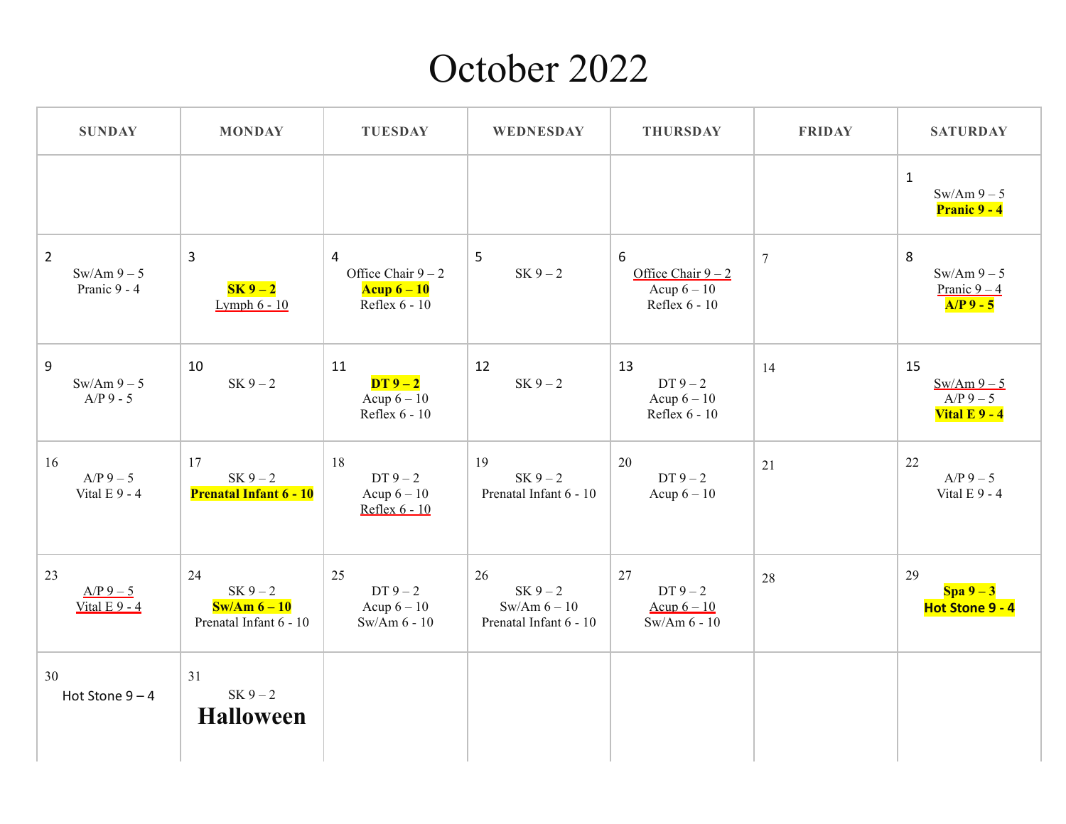# October 2022

| SUNDAY | MONDAY | TUESDAY | WEDNESDAY | THURSDAY | FRIDAY | SATURDAY |
|---|---|---|---|---|---|---|
| | | | | | | 1<br>Sw/Am 9 – 5<br>**Pranic 9 - 4** |
| 2<br>Sw/Am 9 – 5<br>Pranic 9 - 4 | 3<br>**SK 9 – 2**<br>Lymph 6 - 10 | 4<br>Office Chair 9 – 2<br>**Acup 6 – 10**<br>Reflex 6 - 10 | 5<br>SK 9 – 2 | 6<br>Office Chair 9 – 2<br>Acup 6 – 10<br>Reflex 6 - 10 | 7 | 8<br>Sw/Am 9 – 5<br>Pranic 9 – 4<br>**A/P 9 - 5** |
| 9<br>Sw/Am 9 – 5<br>A/P 9 - 5 | 10<br>SK 9 – 2 | 11<br>**DT 9 – 2**<br>Acup 6 – 10<br>Reflex 6 - 10 | 12<br>SK 9 – 2 | 13<br>DT 9 – 2<br>Acup 6 – 10<br>Reflex 6 - 10 | 14 | 15<br>Sw/Am 9 – 5<br>A/P 9 – 5<br>**Vital E 9 - 4** |
| 16<br>A/P 9 – 5<br>Vital E 9 - 4 | 17<br>SK 9 – 2<br>**Prenatal Infant 6 - 10** | 18<br>DT 9 – 2<br>Acup 6 – 10<br>Reflex 6 - 10 | 19<br>SK 9 – 2<br>Prenatal Infant 6 - 10 | 20<br>DT 9 – 2<br>Acup 6 – 10 | 21 | 22<br>A/P 9 – 5<br>Vital E 9 - 4 |
| 23<br>A/P 9 – 5<br>Vital E 9 - 4 | 24<br>SK 9 – 2<br>**Sw/Am 6 – 10**<br>Prenatal Infant 6 - 10 | 25<br>DT 9 – 2<br>Acup 6 – 10<br>Sw/Am 6 - 10 | 26<br>SK 9 – 2<br>Sw/Am 6 – 10<br>Prenatal Infant 6 - 10 | 27<br>DT 9 – 2<br>Acup 6 – 10<br>Sw/Am 6 - 10 | 28 | 29<br>**Spa 9 – 3**<br>**Hot Stone 9 - 4** |
| 30<br>Hot Stone 9 – 4 | 31<br>SK 9 – 2<br>**Halloween** | | | | | |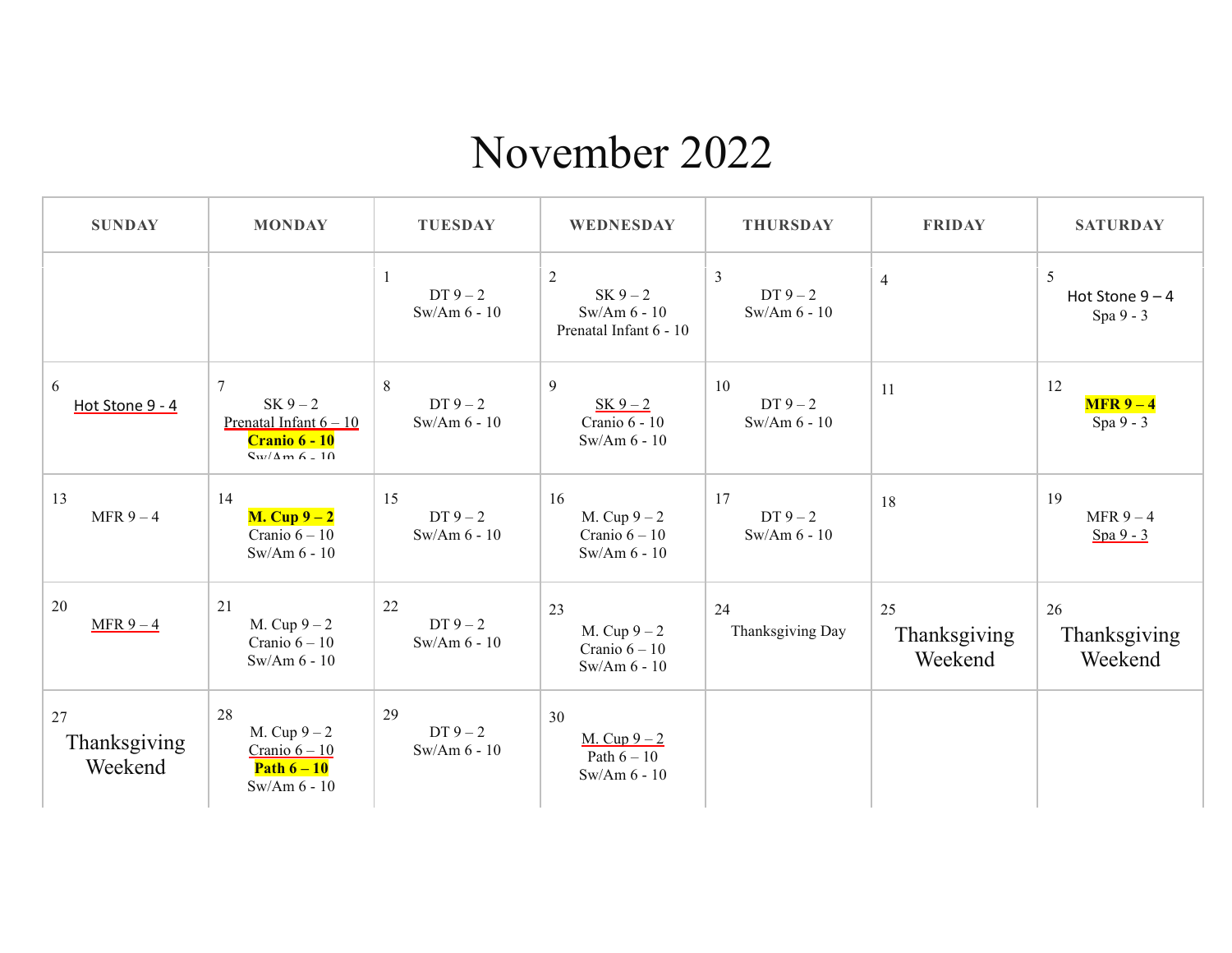# November 2022

| SUNDAY | MONDAY | TUESDAY | WEDNESDAY | THURSDAY | FRIDAY | SATURDAY |
|---|---|---|---|---|---|---|
| | | 1<br>DT 9 – 2<br>Sw/Am 6 - 10 | 2<br>SK 9 – 2<br>Sw/Am 6 - 10<br>Prenatal Infant 6 - 10 | 3<br>DT 9 – 2<br>Sw/Am 6 - 10 | 4 | 5<br>Hot Stone 9 – 4<br>Spa 9 - 3 |
| 6<br>Hot Stone 9 - 4 | 7<br>SK 9 – 2<br>Prenatal Infant 6 – 10<br>**Cranio 6 - 10**<br>Sw/Am 6 - 10 | 8<br>DT 9 – 2<br>Sw/Am 6 - 10 | 9<br>SK 9 – 2<br>Cranio 6 - 10<br>Sw/Am 6 - 10 | 10<br>DT 9 – 2<br>Sw/Am 6 - 10 | 11 | 12<br>**MFR 9 – 4**<br>Spa 9 - 3 |
| 13<br>MFR 9 – 4 | 14<br>**M. Cup 9 – 2**<br>Cranio 6 – 10<br>Sw/Am 6 - 10 | 15<br>DT 9 – 2<br>Sw/Am 6 - 10 | 16<br>M. Cup 9 – 2<br>Cranio 6 – 10<br>Sw/Am 6 - 10 | 17<br>DT 9 – 2<br>Sw/Am 6 - 10 | 18 | 19<br>MFR 9 – 4<br>Spa 9 - 3 |
| 20<br>MFR 9 – 4 | 21<br>M. Cup 9 – 2<br>Cranio 6 – 10<br>Sw/Am 6 - 10 | 22<br>DT 9 – 2<br>Sw/Am 6 - 10 | 23<br>M. Cup 9 – 2<br>Cranio 6 – 10<br>Sw/Am 6 - 10 | 24<br>Thanksgiving Day | 25<br>Thanksgiving Weekend | 26<br>Thanksgiving Weekend |
| 27<br>Thanksgiving Weekend | 28<br>M. Cup 9 – 2<br>Cranio 6 – 10<br>**Path 6 – 10**<br>Sw/Am 6 - 10 | 29<br>DT 9 – 2<br>Sw/Am 6 - 10 | 30<br>M. Cup 9 – 2<br>Path 6 – 10<br>Sw/Am 6 - 10 | | | |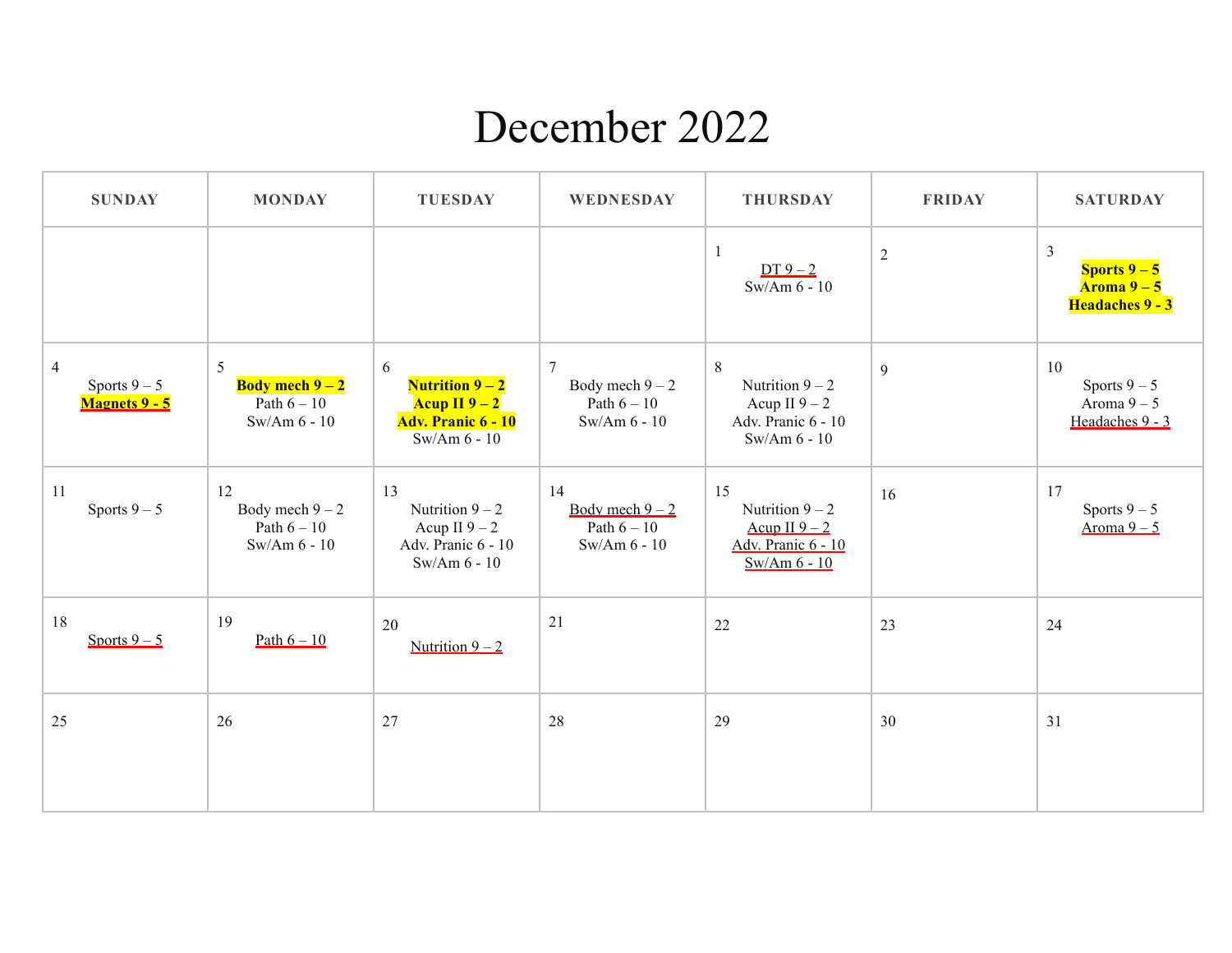# December 2022

| SUNDAY | MONDAY | TUESDAY | WEDNESDAY | THURSDAY | FRIDAY | SATURDAY |
|---|---|---|---|---|---|---|
| | | | | 1<br>DT 9 – 2<br>Sw/Am 6 - 10 | 2 | 3<br>**Sports 9 – 5**<br>**Aroma 9 – 5**<br>**Headaches 9 - 3** |
| 4<br>Sports 9 – 5<br>**Magnets 9 - 5** | 5<br>**Body mech 9 – 2**<br>Path 6 – 10<br>Sw/Am 6 - 10 | 6<br>**Nutrition 9 – 2**<br>**Acup II 9 – 2**<br>**Adv. Pranic 6 - 10**<br>Sw/Am 6 - 10 | 7<br>Body mech 9 – 2<br>Path 6 – 10<br>Sw/Am 6 - 10 | 8<br>Nutrition 9 – 2<br>Acup II 9 – 2<br>Adv. Pranic 6 - 10<br>Sw/Am 6 - 10 | 9 | 10<br>Sports 9 – 5<br>Aroma 9 – 5<br>Headaches 9 - 3 |
| 11<br>Sports 9 – 5 | 12<br>Body mech 9 – 2<br>Path 6 – 10<br>Sw/Am 6 - 10 | 13<br>Nutrition 9 – 2<br>Acup II 9 – 2<br>Adv. Pranic 6 - 10<br>Sw/Am 6 - 10 | 14<br>Body mech 9 – 2<br>Path 6 – 10<br>Sw/Am 6 - 10 | 15<br>Nutrition 9 – 2<br>Acup II 9 – 2<br>Adv. Pranic 6 - 10<br>Sw/Am 6 - 10 | 16 | 17<br>Sports 9 – 5<br>Aroma 9 – 5 |
| 18<br>Sports 9 – 5 | 19<br>Path 6 – 10 | 20<br>Nutrition 9 – 2 | 21 | 22 | 23 | 24 |
| 25 | 26 | 27 | 28 | 29 | 30 | 31 |